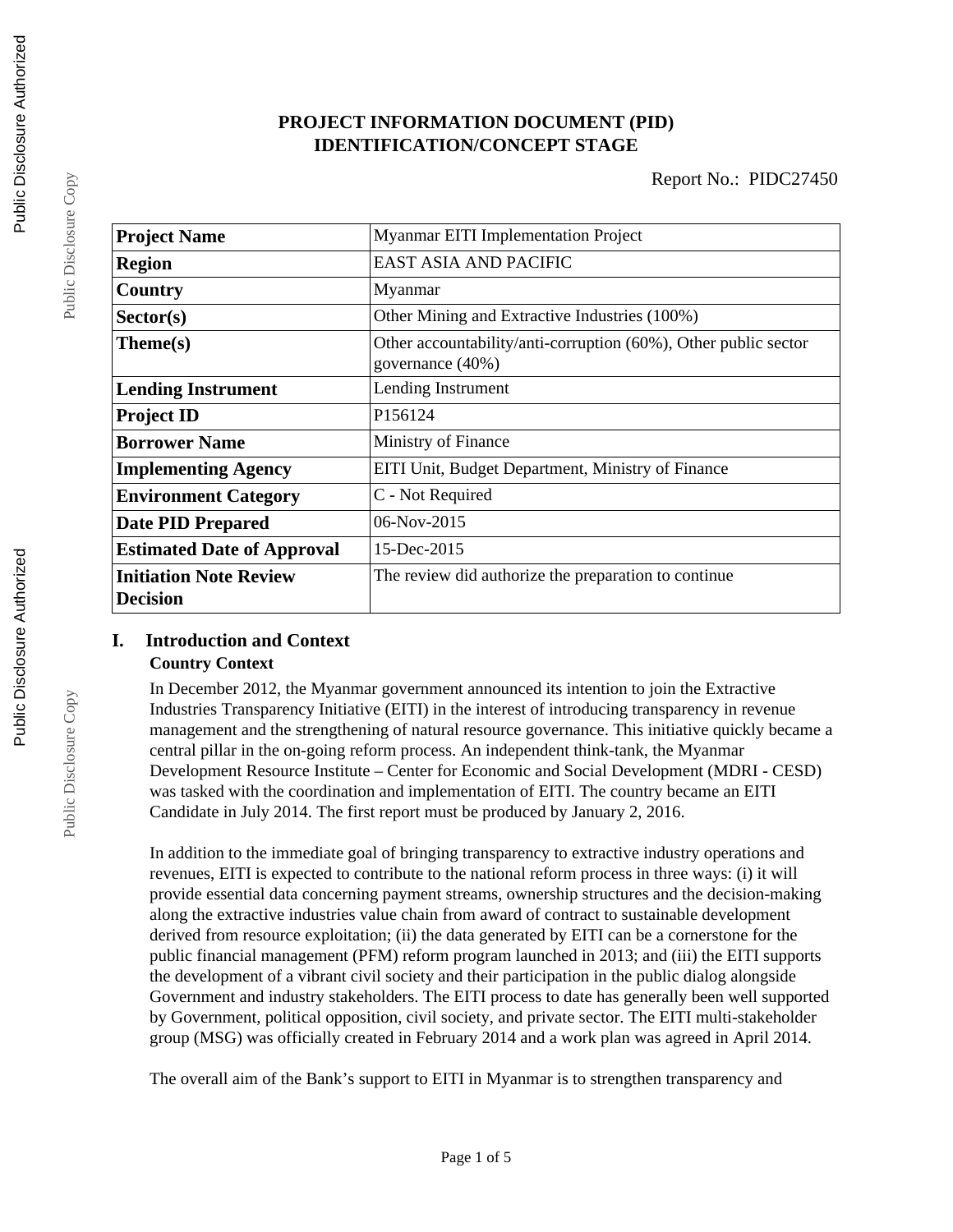# PROJECT INFORMATION DOCUMENT (PID)
# IDENTIFICATION/CONCEPT STAGE

Report No.: PIDC27450

| | |
|---|---|
| **Project Name** | Myanmar EITI Implementation Project |
| **Region** | EAST ASIA AND PACIFIC |
| **Country** | Myanmar |
| **Sector(s)** | Other Mining and Extractive Industries (100%) |
| **Theme(s)** | Other accountability/anti-corruption (60%), Other public sector governance (40%) |
| **Lending Instrument** | Lending Instrument |
| **Project ID** | P156124 |
| **Borrower Name** | Ministry of Finance |
| **Implementing Agency** | EITI Unit, Budget Department, Ministry of Finance |
| **Environment Category** | C - Not Required |
| **Date PID Prepared** | 06-Nov-2015 |
| **Estimated Date of Approval** | 15-Dec-2015 |
| **Initiation Note Review Decision** | The review did authorize the preparation to continue |

## I. Introduction and Context

### Country Context

In December 2012, the Myanmar government announced its intention to join the Extractive Industries Transparency Initiative (EITI) in the interest of introducing transparency in revenue management and the strengthening of natural resource governance. This initiative quickly became a central pillar in the on-going reform process. An independent think-tank, the Myanmar Development Resource Institute – Center for Economic and Social Development (MDRI - CESD) was tasked with the coordination and implementation of EITI. The country became an EITI Candidate in July 2014. The first report must be produced by January 2, 2016.

In addition to the immediate goal of bringing transparency to extractive industry operations and revenues, EITI is expected to contribute to the national reform process in three ways: (i) it will provide essential data concerning payment streams, ownership structures and the decision-making along the extractive industries value chain from award of contract to sustainable development derived from resource exploitation; (ii) the data generated by EITI can be a cornerstone for the public financial management (PFM) reform program launched in 2013; and (iii) the EITI supports the development of a vibrant civil society and their participation in the public dialog alongside Government and industry stakeholders. The EITI process to date has generally been well supported by Government, political opposition, civil society, and private sector. The EITI multi-stakeholder group (MSG) was officially created in February 2014 and a work plan was agreed in April 2014.

The overall aim of the Bank's support to EITI in Myanmar is to strengthen transparency and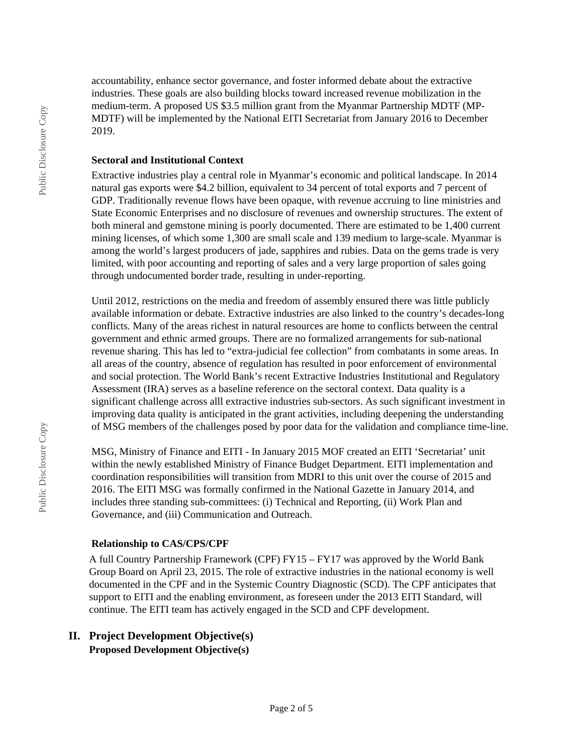accountability, enhance sector governance, and foster informed debate about the extractive industries. These goals are also building blocks toward increased revenue mobilization in the medium-term. A proposed US $3.5 million grant from the Myanmar Partnership MDTF (MP-MDTF) will be implemented by the National EITI Secretariat from January 2016 to December 2019.

### Sectoral and Institutional Context

Extractive industries play a central role in Myanmar's economic and political landscape. In 2014 natural gas exports were $4.2 billion, equivalent to 34 percent of total exports and 7 percent of GDP. Traditionally revenue flows have been opaque, with revenue accruing to line ministries and State Economic Enterprises and no disclosure of revenues and ownership structures. The extent of both mineral and gemstone mining is poorly documented. There are estimated to be 1,400 current mining licenses, of which some 1,300 are small scale and 139 medium to large-scale. Myanmar is among the world's largest producers of jade, sapphires and rubies. Data on the gems trade is very limited, with poor accounting and reporting of sales and a very large proportion of sales going through undocumented border trade, resulting in under-reporting.

Until 2012, restrictions on the media and freedom of assembly ensured there was little publicly available information or debate. Extractive industries are also linked to the country's decades-long conflicts. Many of the areas richest in natural resources are home to conflicts between the central government and ethnic armed groups. There are no formalized arrangements for sub-national revenue sharing. This has led to "extra-judicial fee collection" from combatants in some areas. In all areas of the country, absence of regulation has resulted in poor enforcement of environmental and social protection. The World Bank's recent Extractive Industries Institutional and Regulatory Assessment (IRA) serves as a baseline reference on the sectoral context. Data quality is a significant challenge across alll extractive industries sub-sectors. As such significant investment in improving data quality is anticipated in the grant activities, including deepening the understanding of MSG members of the challenges posed by poor data for the validation and compliance time-line.

MSG, Ministry of Finance and EITI - In January 2015 MOF created an EITI 'Secretariat' unit within the newly established Ministry of Finance Budget Department. EITI implementation and coordination responsibilities will transition from MDRI to this unit over the course of 2015 and 2016. The EITI MSG was formally confirmed in the National Gazette in January 2014, and includes three standing sub-committees: (i) Technical and Reporting, (ii) Work Plan and Governance, and (iii) Communication and Outreach.

### Relationship to CAS/CPS/CPF

A full Country Partnership Framework (CPF) FY15 – FY17 was approved by the World Bank Group Board on April 23, 2015. The role of extractive industries in the national economy is well documented in the CPF and in the Systemic Country Diagnostic (SCD). The CPF anticipates that support to EITI and the enabling environment, as foreseen under the 2013 EITI Standard, will continue. The EITI team has actively engaged in the SCD and CPF development.

## II. Project Development Objective(s)

### Proposed Development Objective(s)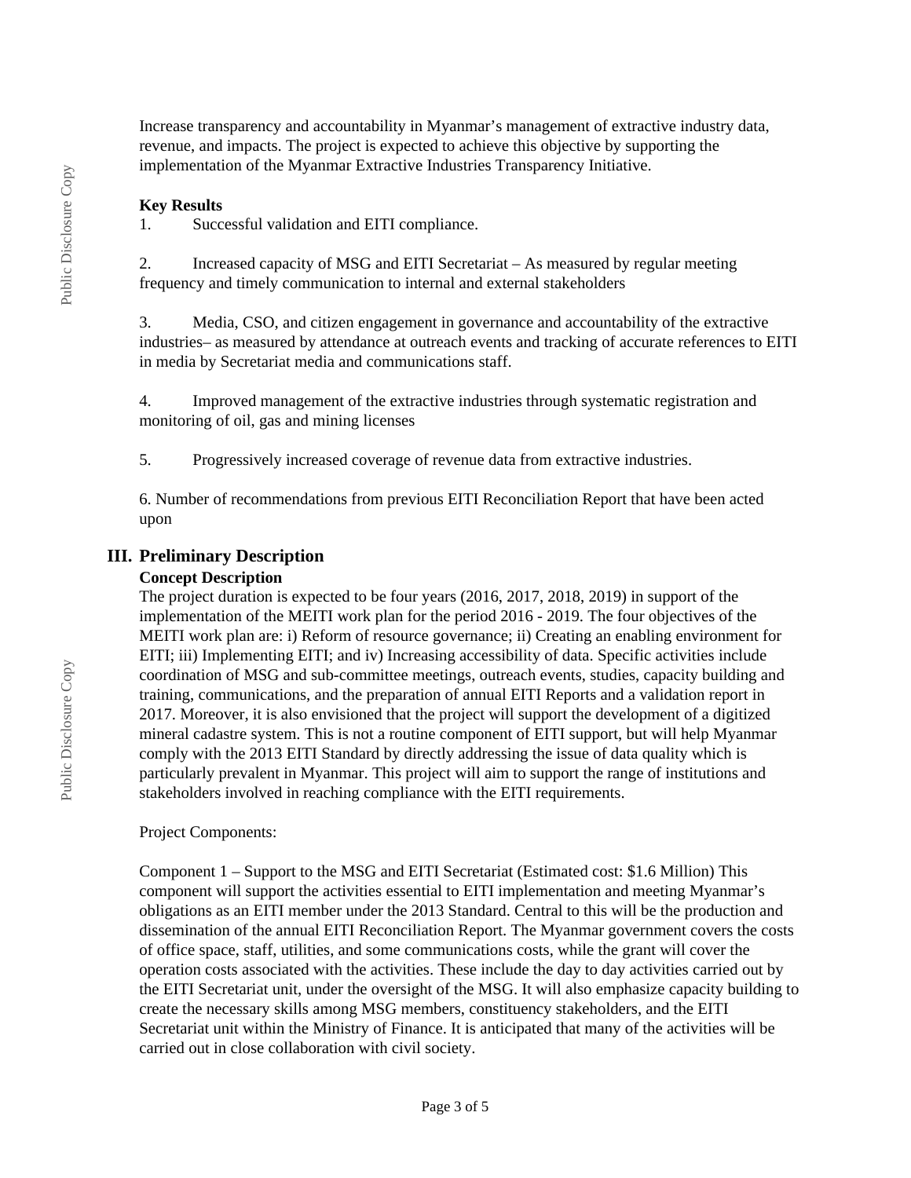Increase transparency and accountability in Myanmar's management of extractive industry data, revenue, and impacts. The project is expected to achieve this objective by supporting the implementation of the Myanmar Extractive Industries Transparency Initiative.

**Key Results**

1. Successful validation and EITI compliance.

2. Increased capacity of MSG and EITI Secretariat – As measured by regular meeting frequency and timely communication to internal and external stakeholders

3. Media, CSO, and citizen engagement in governance and accountability of the extractive industries– as measured by attendance at outreach events and tracking of accurate references to EITI in media by Secretariat media and communications staff.

4. Improved management of the extractive industries through systematic registration and monitoring of oil, gas and mining licenses

5. Progressively increased coverage of revenue data from extractive industries.

6. Number of recommendations from previous EITI Reconciliation Report that have been acted upon

## III. Preliminary Description

**Concept Description**

The project duration is expected to be four years (2016, 2017, 2018, 2019) in support of the implementation of the MEITI work plan for the period 2016 - 2019. The four objectives of the MEITI work plan are: i) Reform of resource governance; ii) Creating an enabling environment for EITI; iii) Implementing EITI; and iv) Increasing accessibility of data. Specific activities include coordination of MSG and sub-committee meetings, outreach events, studies, capacity building and training, communications, and the preparation of annual EITI Reports and a validation report in 2017. Moreover, it is also envisioned that the project will support the development of a digitized mineral cadastre system. This is not a routine component of EITI support, but will help Myanmar comply with the 2013 EITI Standard by directly addressing the issue of data quality which is particularly prevalent in Myanmar. This project will aim to support the range of institutions and stakeholders involved in reaching compliance with the EITI requirements.

Project Components:

Component 1 – Support to the MSG and EITI Secretariat (Estimated cost: $1.6 Million) This component will support the activities essential to EITI implementation and meeting Myanmar's obligations as an EITI member under the 2013 Standard. Central to this will be the production and dissemination of the annual EITI Reconciliation Report. The Myanmar government covers the costs of office space, staff, utilities, and some communications costs, while the grant will cover the operation costs associated with the activities. These include the day to day activities carried out by the EITI Secretariat unit, under the oversight of the MSG. It will also emphasize capacity building to create the necessary skills among MSG members, constituency stakeholders, and the EITI Secretariat unit within the Ministry of Finance. It is anticipated that many of the activities will be carried out in close collaboration with civil society.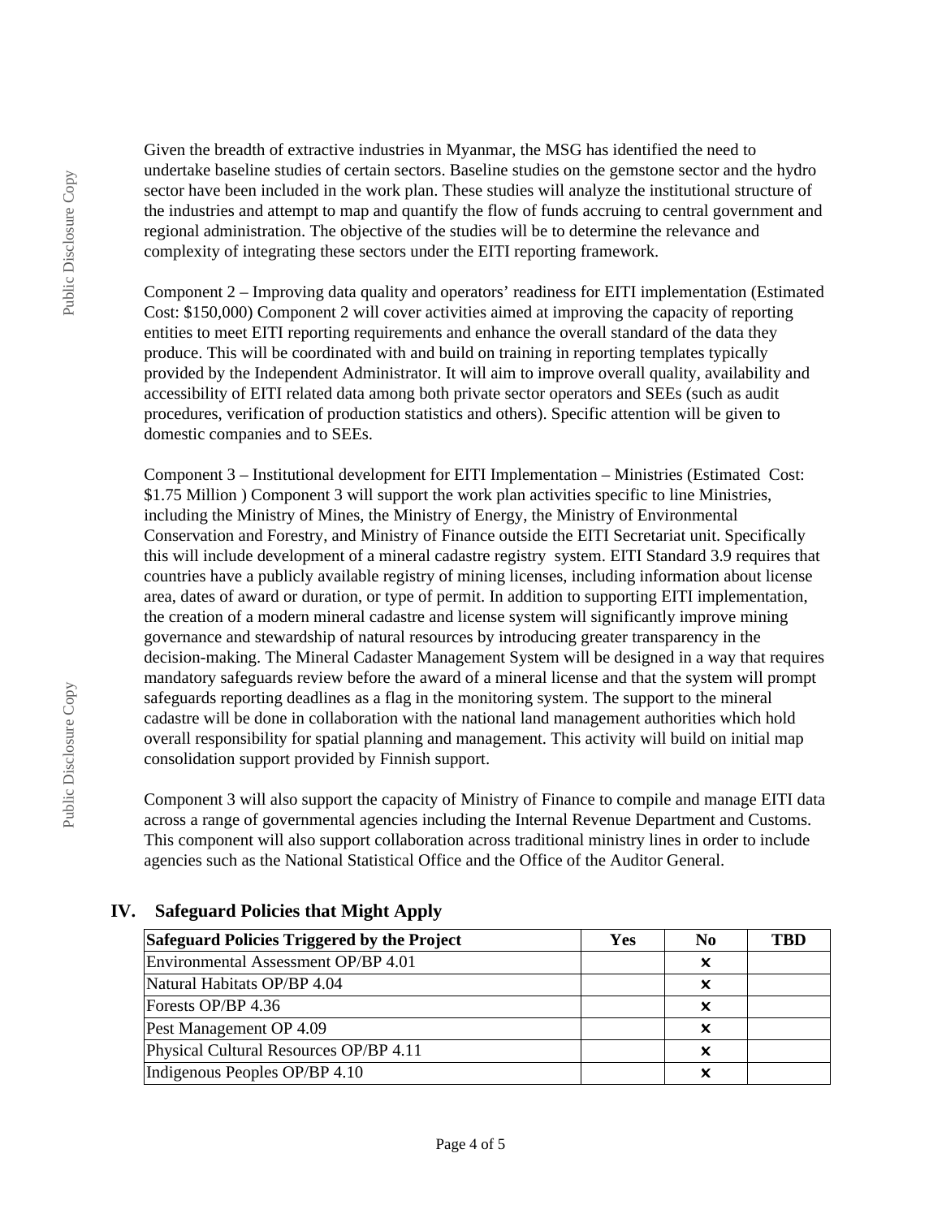Given the breadth of extractive industries in Myanmar, the MSG has identified the need to undertake baseline studies of certain sectors. Baseline studies on the gemstone sector and the hydro sector have been included in the work plan. These studies will analyze the institutional structure of the industries and attempt to map and quantify the flow of funds accruing to central government and regional administration. The objective of the studies will be to determine the relevance and complexity of integrating these sectors under the EITI reporting framework.

Component 2 – Improving data quality and operators' readiness for EITI implementation (Estimated Cost: $150,000) Component 2 will cover activities aimed at improving the capacity of reporting entities to meet EITI reporting requirements and enhance the overall standard of the data they produce. This will be coordinated with and build on training in reporting templates typically provided by the Independent Administrator. It will aim to improve overall quality, availability and accessibility of EITI related data among both private sector operators and SEEs (such as audit procedures, verification of production statistics and others). Specific attention will be given to domestic companies and to SEEs.

Component 3 – Institutional development for EITI Implementation – Ministries (Estimated Cost: $1.75 Million ) Component 3 will support the work plan activities specific to line Ministries, including the Ministry of Mines, the Ministry of Energy, the Ministry of Environmental Conservation and Forestry, and Ministry of Finance outside the EITI Secretariat unit. Specifically this will include development of a mineral cadastre registry system. EITI Standard 3.9 requires that countries have a publicly available registry of mining licenses, including information about license area, dates of award or duration, or type of permit. In addition to supporting EITI implementation, the creation of a modern mineral cadastre and license system will significantly improve mining governance and stewardship of natural resources by introducing greater transparency in the decision-making. The Mineral Cadaster Management System will be designed in a way that requires mandatory safeguards review before the award of a mineral license and that the system will prompt safeguards reporting deadlines as a flag in the monitoring system. The support to the mineral cadastre will be done in collaboration with the national land management authorities which hold overall responsibility for spatial planning and management. This activity will build on initial map consolidation support provided by Finnish support.

Component 3 will also support the capacity of Ministry of Finance to compile and manage EITI data across a range of governmental agencies including the Internal Revenue Department and Customs. This component will also support collaboration across traditional ministry lines in order to include agencies such as the National Statistical Office and the Office of the Auditor General.

## IV. Safeguard Policies that Might Apply

| Safeguard Policies Triggered by the Project | Yes | No | TBD |
|---|---|---|---|
| Environmental Assessment OP/BP 4.01 | | ✕ | |
| Natural Habitats OP/BP 4.04 | | ✕ | |
| Forests OP/BP 4.36 | | ✕ | |
| Pest Management OP 4.09 | | ✕ | |
| Physical Cultural Resources OP/BP 4.11 | | ✕ | |
| Indigenous Peoples OP/BP 4.10 | | ✕ | |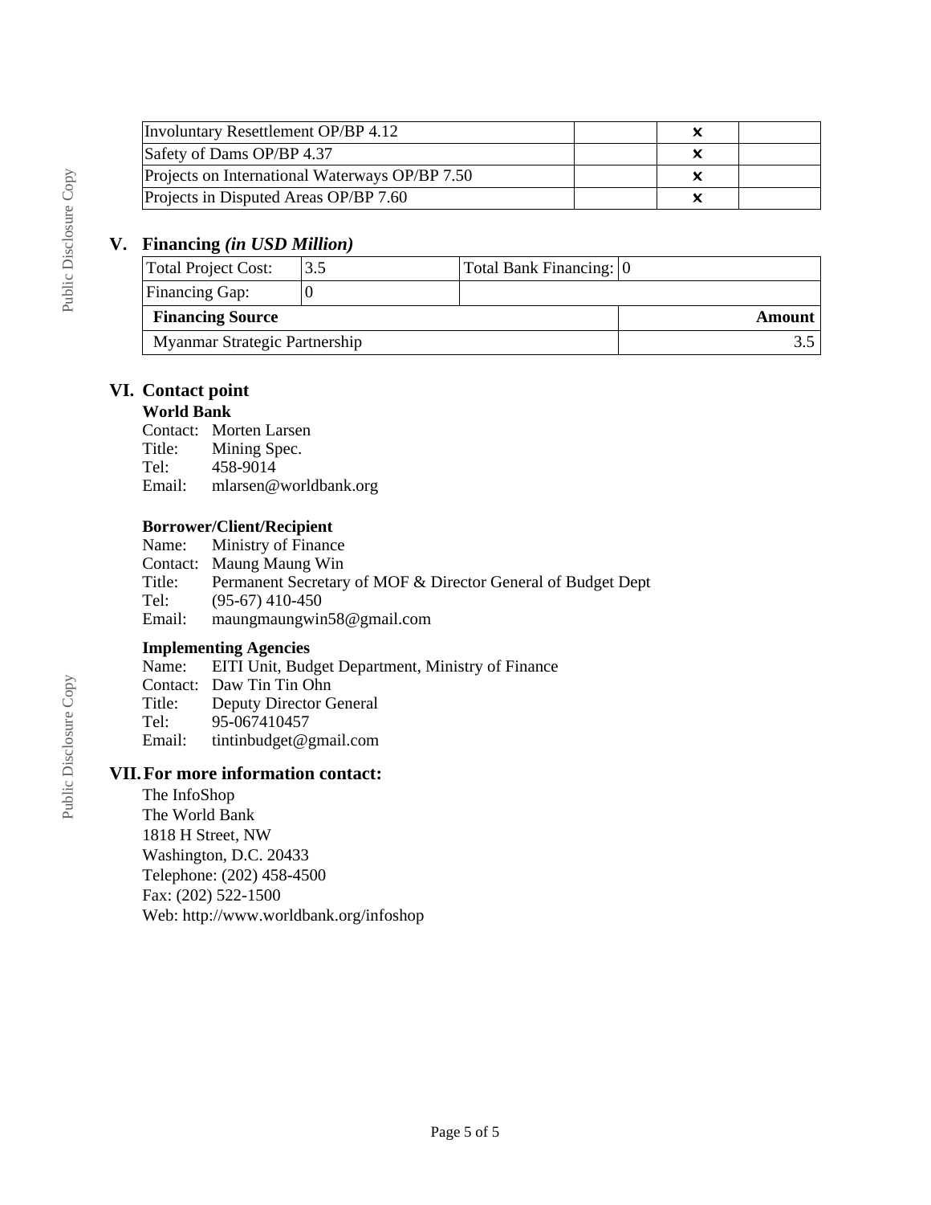| | | | |
|---|---|---|---|
| Involuntary Resettlement OP/BP 4.12 | | x | |
| Safety of Dams OP/BP 4.37 | | x | |
| Projects on International Waterways OP/BP 7.50 | | x | |
| Projects in Disputed Areas OP/BP 7.60 | | x | |

## V. Financing *(in USD Million)*

| | | | |
|---|---|---|---|
| Total Project Cost: | 3.5 | Total Bank Financing: | 0 |
| Financing Gap: | 0 | | |
| **Financing Source** | | | **Amount** |
| Myanmar Strategic Partnership | | | 3.5 |

## VI. Contact point

**World Bank**

Contact: Morten Larsen
Title: Mining Spec.
Tel: 458-9014
Email: mlarsen@worldbank.org

**Borrower/Client/Recipient**

Name: Ministry of Finance
Contact: Maung Maung Win
Title: Permanent Secretary of MOF & Director General of Budget Dept
Tel: (95-67) 410-450
Email: maungmaungwin58@gmail.com

**Implementing Agencies**

Name: EITI Unit, Budget Department, Ministry of Finance
Contact: Daw Tin Tin Ohn
Title: Deputy Director General
Tel: 95-067410457
Email: tintinbudget@gmail.com

## VII. For more information contact:

The InfoShop
The World Bank
1818 H Street, NW
Washington, D.C. 20433
Telephone: (202) 458-4500
Fax: (202) 522-1500
Web: http://www.worldbank.org/infoshop